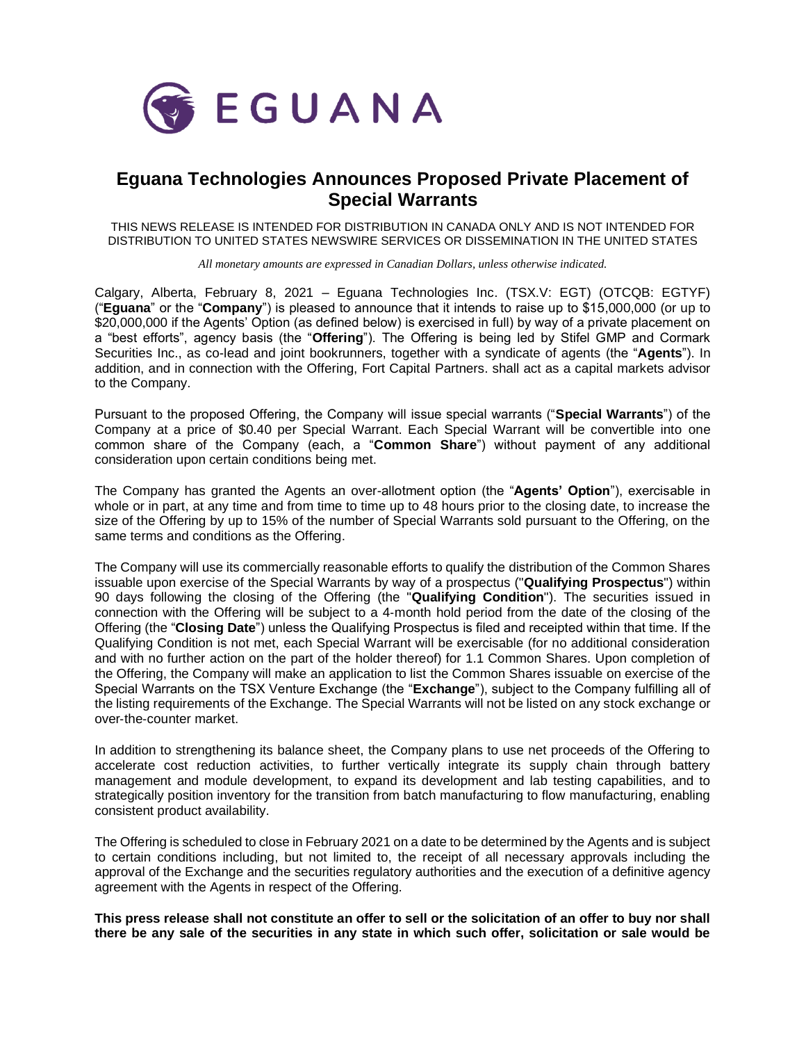EGUANA

# Eguana Technologies Announces Proposed Private Placement of Special Warrants

THIS NEWS RELEASE IS INTENDED FOR DISTRIBUTION IN CANADA ONLY AND IS NOT INTENDED FOR DISTRIBUTION TO UNITED STATES NEWSWIRE SERVICES OR DISSEMINATION IN THE UNITED STATES

*All monetary amounts are expressed in Canadian Dollars, unless otherwise indicated.*

Calgary, Alberta, February 8, 2021 – Eguana Technologies Inc. (TSX.V: EGT) (OTCQB: EGTYF) ("**Eguana**" or the "**Company**") is pleased to announce that it intends to raise up to $15,000,000 (or up to $20,000,000 if the Agents' Option (as defined below) is exercised in full) by way of a private placement on a "best efforts", agency basis (the "**Offering**"). The Offering is being led by Stifel GMP and Cormark Securities Inc., as co-lead and joint bookrunners, together with a syndicate of agents (the "**Agents**"). In addition, and in connection with the Offering, Fort Capital Partners. shall act as a capital markets advisor to the Company.

Pursuant to the proposed Offering, the Company will issue special warrants ("**Special Warrants**") of the Company at a price of $0.40 per Special Warrant. Each Special Warrant will be convertible into one common share of the Company (each, a "**Common Share**") without payment of any additional consideration upon certain conditions being met.

The Company has granted the Agents an over-allotment option (the "**Agents' Option**"), exercisable in whole or in part, at any time and from time to time up to 48 hours prior to the closing date, to increase the size of the Offering by up to 15% of the number of Special Warrants sold pursuant to the Offering, on the same terms and conditions as the Offering.

The Company will use its commercially reasonable efforts to qualify the distribution of the Common Shares issuable upon exercise of the Special Warrants by way of a prospectus ("**Qualifying Prospectus**") within 90 days following the closing of the Offering (the "**Qualifying Condition**"). The securities issued in connection with the Offering will be subject to a 4-month hold period from the date of the closing of the Offering (the "**Closing Date**") unless the Qualifying Prospectus is filed and receipted within that time. If the Qualifying Condition is not met, each Special Warrant will be exercisable (for no additional consideration and with no further action on the part of the holder thereof) for 1.1 Common Shares. Upon completion of the Offering, the Company will make an application to list the Common Shares issuable on exercise of the Special Warrants on the TSX Venture Exchange (the "**Exchange**"), subject to the Company fulfilling all of the listing requirements of the Exchange. The Special Warrants will not be listed on any stock exchange or over-the-counter market.

In addition to strengthening its balance sheet, the Company plans to use net proceeds of the Offering to accelerate cost reduction activities, to further vertically integrate its supply chain through battery management and module development, to expand its development and lab testing capabilities, and to strategically position inventory for the transition from batch manufacturing to flow manufacturing, enabling consistent product availability.

The Offering is scheduled to close in February 2021 on a date to be determined by the Agents and is subject to certain conditions including, but not limited to, the receipt of all necessary approvals including the approval of the Exchange and the securities regulatory authorities and the execution of a definitive agency agreement with the Agents in respect of the Offering.

**This press release shall not constitute an offer to sell or the solicitation of an offer to buy nor shall there be any sale of the securities in any state in which such offer, solicitation or sale would be**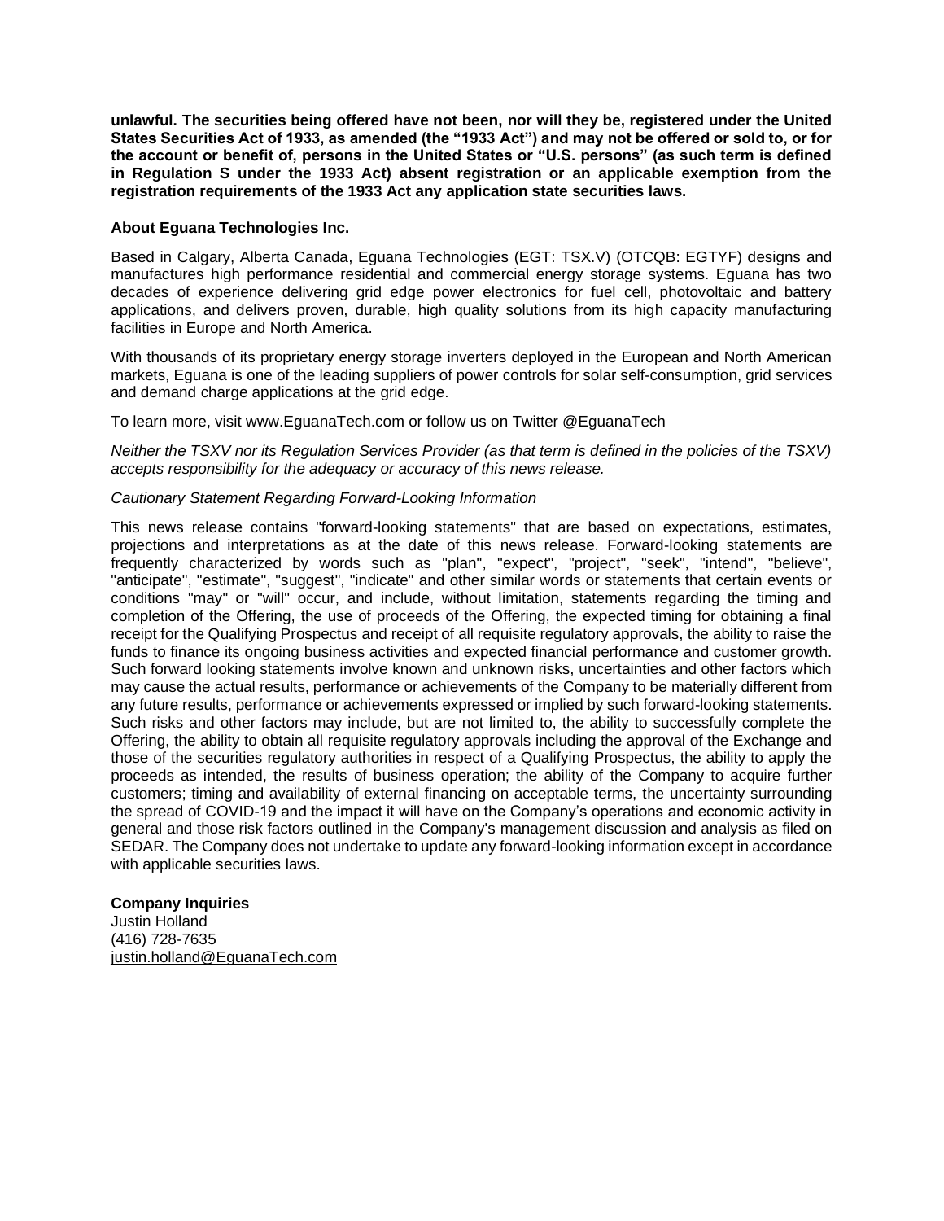**unlawful. The securities being offered have not been, nor will they be, registered under the United States Securities Act of 1933, as amended (the "1933 Act") and may not be offered or sold to, or for the account or benefit of, persons in the United States or "U.S. persons" (as such term is defined in Regulation S under the 1933 Act) absent registration or an applicable exemption from the registration requirements of the 1933 Act any application state securities laws.**

**About Eguana Technologies Inc.**

Based in Calgary, Alberta Canada, Eguana Technologies (EGT: TSX.V) (OTCQB: EGTYF) designs and manufactures high performance residential and commercial energy storage systems. Eguana has two decades of experience delivering grid edge power electronics for fuel cell, photovoltaic and battery applications, and delivers proven, durable, high quality solutions from its high capacity manufacturing facilities in Europe and North America.

With thousands of its proprietary energy storage inverters deployed in the European and North American markets, Eguana is one of the leading suppliers of power controls for solar self-consumption, grid services and demand charge applications at the grid edge.

To learn more, visit www.EguanaTech.com or follow us on Twitter @EguanaTech

*Neither the TSXV nor its Regulation Services Provider (as that term is defined in the policies of the TSXV) accepts responsibility for the adequacy or accuracy of this news release.*

*Cautionary Statement Regarding Forward-Looking Information*

This news release contains "forward-looking statements" that are based on expectations, estimates, projections and interpretations as at the date of this news release. Forward-looking statements are frequently characterized by words such as "plan", "expect", "project", "seek", "intend", "believe", "anticipate", "estimate", "suggest", "indicate" and other similar words or statements that certain events or conditions "may" or "will" occur, and include, without limitation, statements regarding the timing and completion of the Offering, the use of proceeds of the Offering, the expected timing for obtaining a final receipt for the Qualifying Prospectus and receipt of all requisite regulatory approvals, the ability to raise the funds to finance its ongoing business activities and expected financial performance and customer growth. Such forward looking statements involve known and unknown risks, uncertainties and other factors which may cause the actual results, performance or achievements of the Company to be materially different from any future results, performance or achievements expressed or implied by such forward-looking statements. Such risks and other factors may include, but are not limited to, the ability to successfully complete the Offering, the ability to obtain all requisite regulatory approvals including the approval of the Exchange and those of the securities regulatory authorities in respect of a Qualifying Prospectus, the ability to apply the proceeds as intended, the results of business operation; the ability of the Company to acquire further customers; timing and availability of external financing on acceptable terms, the uncertainty surrounding the spread of COVID-19 and the impact it will have on the Company's operations and economic activity in general and those risk factors outlined in the Company's management discussion and analysis as filed on SEDAR. The Company does not undertake to update any forward-looking information except in accordance with applicable securities laws.

**Company Inquiries**
Justin Holland
(416) 728-7635
justin.holland@EguanaTech.com